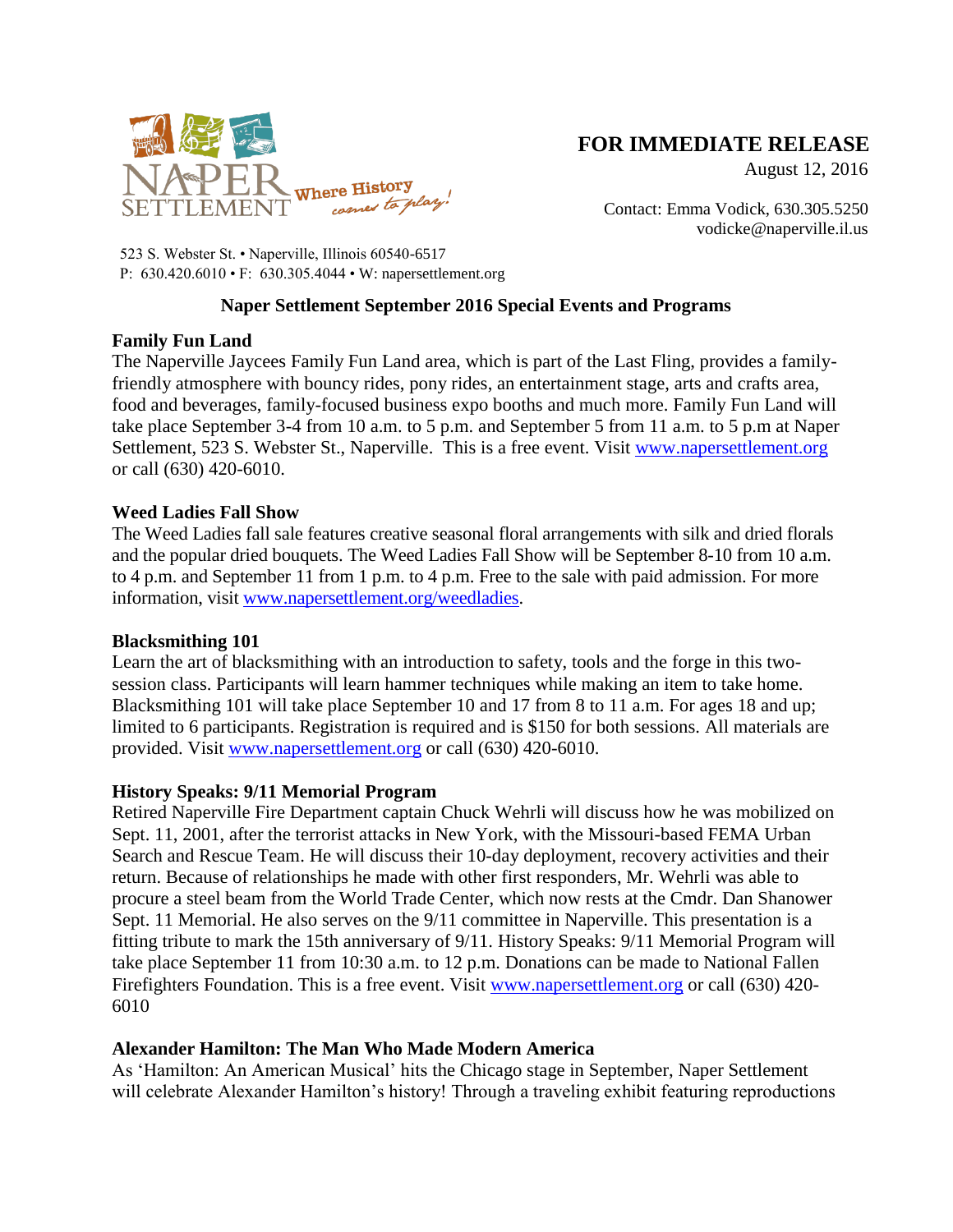NAPER SETTLEMENT Where History comes to play!

523 S. Webster St. • Naperville, Illinois 60540-6517
P: 630.420.6010 • F: 630.305.4044 • W: napersettlement.org

**FOR IMMEDIATE RELEASE**
August 12, 2016

Contact: Emma Vodick, 630.305.5250
vodicke@naperville.il.us

## Naper Settlement September 2016 Special Events and Programs

**Family Fun Land**
The Naperville Jaycees Family Fun Land area, which is part of the Last Fling, provides a family-friendly atmosphere with bouncy rides, pony rides, an entertainment stage, arts and crafts area, food and beverages, family-focused business expo booths and much more. Family Fun Land will take place September 3-4 from 10 a.m. to 5 p.m. and September 5 from 11 a.m. to 5 p.m at Naper Settlement, 523 S. Webster St., Naperville. This is a free event. Visit www.napersettlement.org or call (630) 420-6010.

**Weed Ladies Fall Show**
The Weed Ladies fall sale features creative seasonal floral arrangements with silk and dried florals and the popular dried bouquets. The Weed Ladies Fall Show will be September 8-10 from 10 a.m. to 4 p.m. and September 11 from 1 p.m. to 4 p.m. Free to the sale with paid admission. For more information, visit www.napersettlement.org/weedladies.

**Blacksmithing 101**
Learn the art of blacksmithing with an introduction to safety, tools and the forge in this two-session class. Participants will learn hammer techniques while making an item to take home. Blacksmithing 101 will take place September 10 and 17 from 8 to 11 a.m. For ages 18 and up; limited to 6 participants. Registration is required and is $150 for both sessions. All materials are provided. Visit www.napersettlement.org or call (630) 420-6010.

**History Speaks: 9/11 Memorial Program**
Retired Naperville Fire Department captain Chuck Wehrli will discuss how he was mobilized on Sept. 11, 2001, after the terrorist attacks in New York, with the Missouri-based FEMA Urban Search and Rescue Team. He will discuss their 10-day deployment, recovery activities and their return. Because of relationships he made with other first responders, Mr. Wehrli was able to procure a steel beam from the World Trade Center, which now rests at the Cmdr. Dan Shanower Sept. 11 Memorial. He also serves on the 9/11 committee in Naperville. This presentation is a fitting tribute to mark the 15th anniversary of 9/11. History Speaks: 9/11 Memorial Program will take place September 11 from 10:30 a.m. to 12 p.m. Donations can be made to National Fallen Firefighters Foundation. This is a free event. Visit www.napersettlement.org or call (630) 420-6010

**Alexander Hamilton: The Man Who Made Modern America**
As 'Hamilton: An American Musical' hits the Chicago stage in September, Naper Settlement will celebrate Alexander Hamilton's history! Through a traveling exhibit featuring reproductions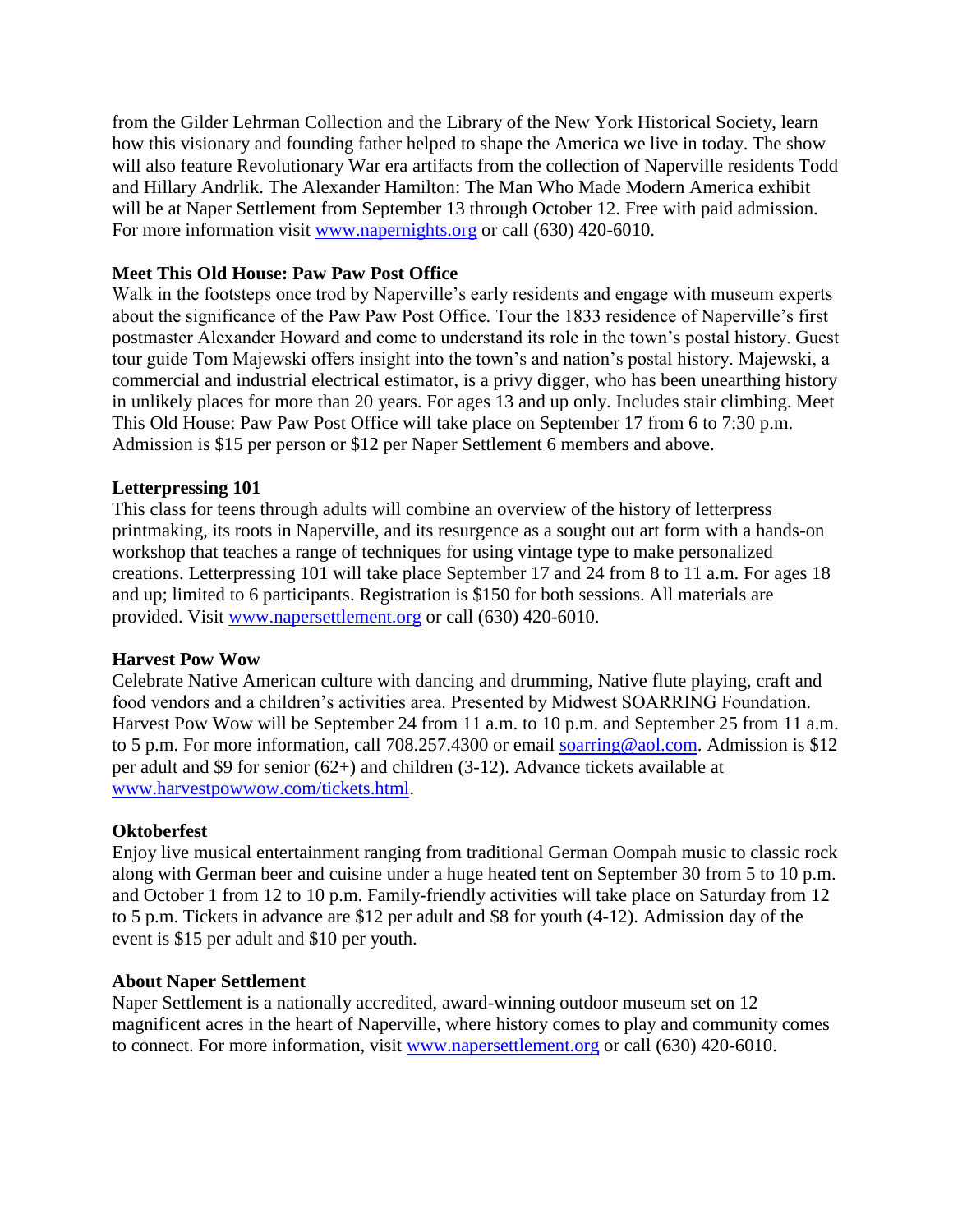from the Gilder Lehrman Collection and the Library of the New York Historical Society, learn how this visionary and founding father helped to shape the America we live in today. The show will also feature Revolutionary War era artifacts from the collection of Naperville residents Todd and Hillary Andrlik. The Alexander Hamilton: The Man Who Made Modern America exhibit will be at Naper Settlement from September 13 through October 12. Free with paid admission. For more information visit www.napernights.org or call (630) 420-6010.

**Meet This Old House: Paw Paw Post Office**

Walk in the footsteps once trod by Naperville's early residents and engage with museum experts about the significance of the Paw Paw Post Office. Tour the 1833 residence of Naperville's first postmaster Alexander Howard and come to understand its role in the town's postal history. Guest tour guide Tom Majewski offers insight into the town's and nation's postal history. Majewski, a commercial and industrial electrical estimator, is a privy digger, who has been unearthing history in unlikely places for more than 20 years. For ages 13 and up only. Includes stair climbing. Meet This Old House: Paw Paw Post Office will take place on September 17 from 6 to 7:30 p.m. Admission is $15 per person or $12 per Naper Settlement 6 members and above.

**Letterpressing 101**

This class for teens through adults will combine an overview of the history of letterpress printmaking, its roots in Naperville, and its resurgence as a sought out art form with a hands-on workshop that teaches a range of techniques for using vintage type to make personalized creations. Letterpressing 101 will take place September 17 and 24 from 8 to 11 a.m. For ages 18 and up; limited to 6 participants. Registration is $150 for both sessions. All materials are provided. Visit www.napersettlement.org or call (630) 420-6010.

**Harvest Pow Wow**

Celebrate Native American culture with dancing and drumming, Native flute playing, craft and food vendors and a children's activities area. Presented by Midwest SOARRING Foundation. Harvest Pow Wow will be September 24 from 11 a.m. to 10 p.m. and September 25 from 11 a.m. to 5 p.m. For more information, call 708.257.4300 or email soarring@aol.com. Admission is $12 per adult and $9 for senior (62+) and children (3-12). Advance tickets available at www.harvestpowwow.com/tickets.html.

**Oktoberfest**

Enjoy live musical entertainment ranging from traditional German Oompah music to classic rock along with German beer and cuisine under a huge heated tent on September 30 from 5 to 10 p.m. and October 1 from 12 to 10 p.m. Family-friendly activities will take place on Saturday from 12 to 5 p.m. Tickets in advance are $12 per adult and $8 for youth (4-12). Admission day of the event is $15 per adult and $10 per youth.

**About Naper Settlement**

Naper Settlement is a nationally accredited, award-winning outdoor museum set on 12 magnificent acres in the heart of Naperville, where history comes to play and community comes to connect. For more information, visit www.napersettlement.org or call (630) 420-6010.